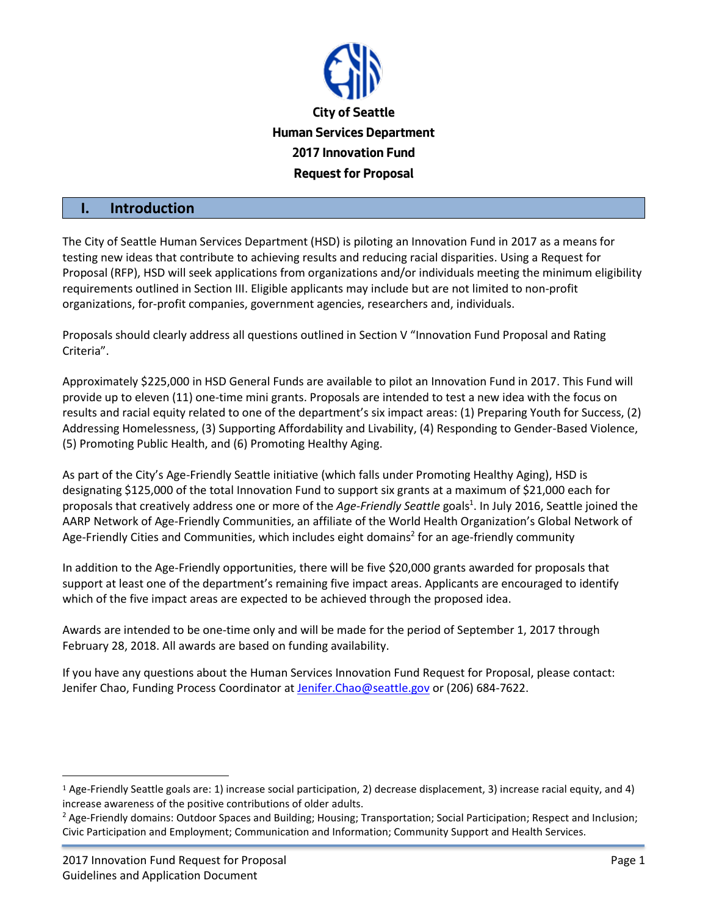**City of Seattle**

**Human Services Department**

**2017 Innovation Fund**

**Request for Proposal**

## I. Introduction

The City of Seattle Human Services Department (HSD) is piloting an Innovation Fund in 2017 as a means for testing new ideas that contribute to achieving results and reducing racial disparities. Using a Request for Proposal (RFP), HSD will seek applications from organizations and/or individuals meeting the minimum eligibility requirements outlined in Section III. Eligible applicants may include but are not limited to non-profit organizations, for-profit companies, government agencies, researchers and, individuals.

Proposals should clearly address all questions outlined in Section V "Innovation Fund Proposal and Rating Criteria".

Approximately $225,000 in HSD General Funds are available to pilot an Innovation Fund in 2017. This Fund will provide up to eleven (11) one-time mini grants. Proposals are intended to test a new idea with the focus on results and racial equity related to one of the department's six impact areas: (1) Preparing Youth for Success, (2) Addressing Homelessness, (3) Supporting Affordability and Livability, (4) Responding to Gender-Based Violence, (5) Promoting Public Health, and (6) Promoting Healthy Aging.

As part of the City's Age-Friendly Seattle initiative (which falls under Promoting Healthy Aging), HSD is designating $125,000 of the total Innovation Fund to support six grants at a maximum of $21,000 each for proposals that creatively address one or more of the *Age-Friendly Seattle* goals[1]. In July 2016, Seattle joined the AARP Network of Age-Friendly Communities, an affiliate of the World Health Organization's Global Network of Age-Friendly Cities and Communities, which includes eight domains[2] for an age-friendly community

In addition to the Age-Friendly opportunities, there will be five $20,000 grants awarded for proposals that support at least one of the department's remaining five impact areas. Applicants are encouraged to identify which of the five impact areas are expected to be achieved through the proposed idea.

Awards are intended to be one-time only and will be made for the period of September 1, 2017 through February 28, 2018. All awards are based on funding availability.

If you have any questions about the Human Services Innovation Fund Request for Proposal, please contact: Jenifer Chao, Funding Process Coordinator at Jenifer.Chao@seattle.gov or (206) 684-7622.

---

[1] Age-Friendly Seattle goals are: 1) increase social participation, 2) decrease displacement, 3) increase racial equity, and 4) increase awareness of the positive contributions of older adults.

[2] Age-Friendly domains: Outdoor Spaces and Building; Housing; Transportation; Social Participation; Respect and Inclusion; Civic Participation and Employment; Communication and Information; Community Support and Health Services.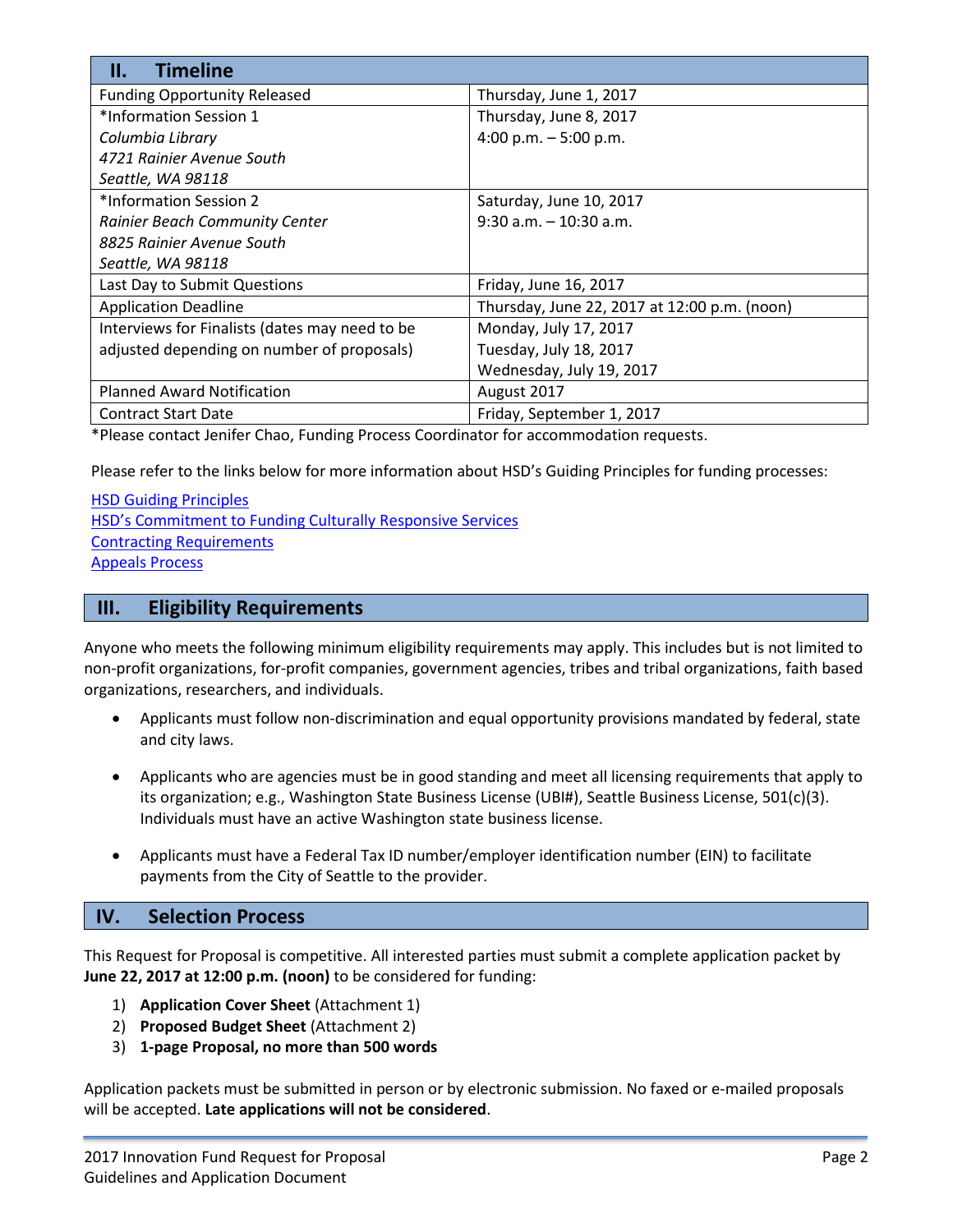## II. Timeline

| II. Timeline | |
|---|---|
| Funding Opportunity Released | Thursday, June 1, 2017 |
| *Information Session 1<br>*Columbia Library*<br>*4721 Rainier Avenue South*<br>*Seattle, WA 98118* | Thursday, June 8, 2017<br>4:00 p.m. – 5:00 p.m. |
| *Information Session 2<br>*Rainier Beach Community Center*<br>*8825 Rainier Avenue South*<br>*Seattle, WA 98118* | Saturday, June 10, 2017<br>9:30 a.m. – 10:30 a.m. |
| Last Day to Submit Questions | Friday, June 16, 2017 |
| Application Deadline | Thursday, June 22, 2017 at 12:00 p.m. (noon) |
| Interviews for Finalists (dates may need to be adjusted depending on number of proposals) | Monday, July 17, 2017<br>Tuesday, July 18, 2017<br>Wednesday, July 19, 2017 |
| Planned Award Notification | August 2017 |
| Contract Start Date | Friday, September 1, 2017 |

*Please contact Jenifer Chao, Funding Process Coordinator for accommodation requests.

Please refer to the links below for more information about HSD's Guiding Principles for funding processes:

[HSD Guiding Principles]
[HSD's Commitment to Funding Culturally Responsive Services]
[Contracting Requirements]
[Appeals Process]

## III. Eligibility Requirements

Anyone who meets the following minimum eligibility requirements may apply. This includes but is not limited to non-profit organizations, for-profit companies, government agencies, tribes and tribal organizations, faith based organizations, researchers, and individuals.

- Applicants must follow non-discrimination and equal opportunity provisions mandated by federal, state and city laws.
- Applicants who are agencies must be in good standing and meet all licensing requirements that apply to its organization; e.g., Washington State Business License (UBI#), Seattle Business License, 501(c)(3). Individuals must have an active Washington state business license.
- Applicants must have a Federal Tax ID number/employer identification number (EIN) to facilitate payments from the City of Seattle to the provider.

## IV. Selection Process

This Request for Proposal is competitive. All interested parties must submit a complete application packet by **June 22, 2017 at 12:00 p.m. (noon)** to be considered for funding:

1) **Application Cover Sheet** (Attachment 1)
2) **Proposed Budget Sheet** (Attachment 2)
3) **1-page Proposal, no more than 500 words**

Application packets must be submitted in person or by electronic submission. No faxed or e-mailed proposals will be accepted. **Late applications will not be considered**.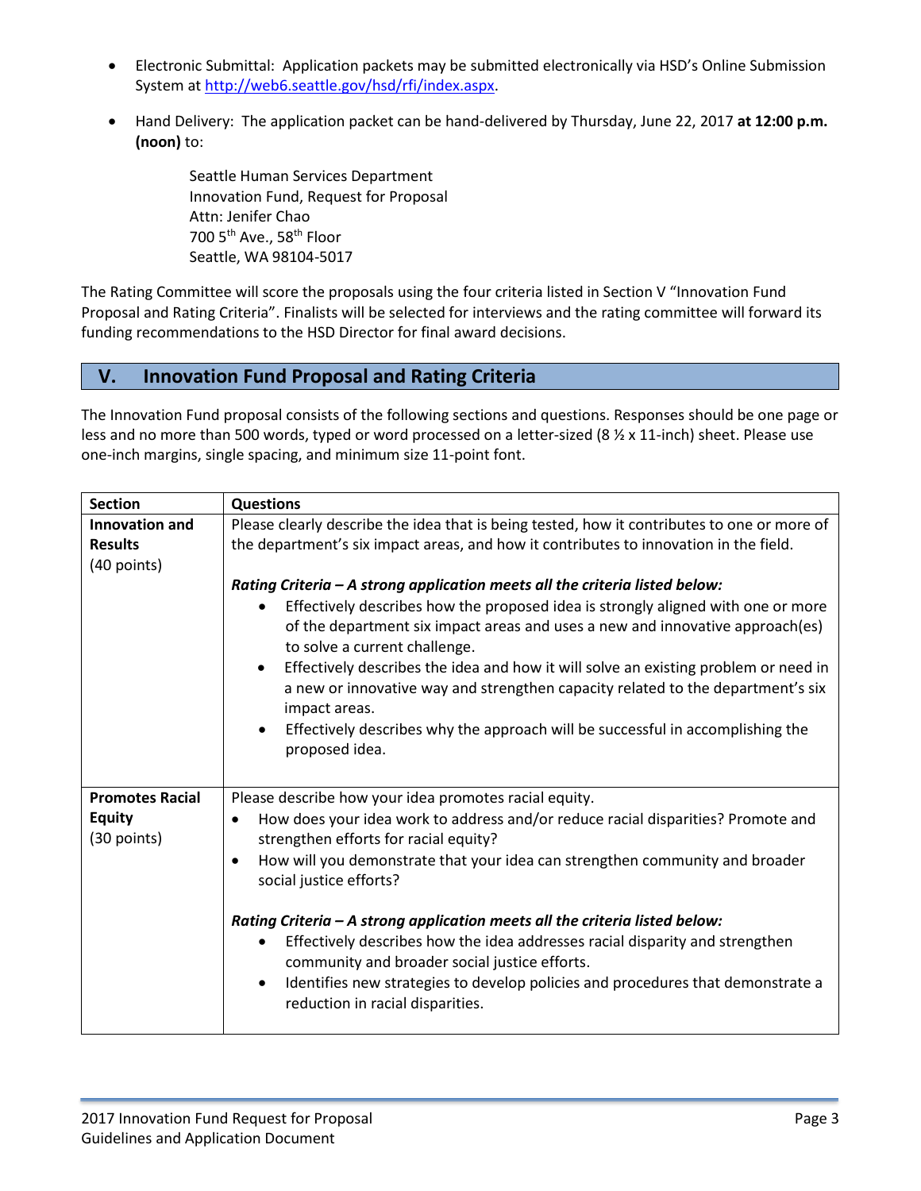- Electronic Submittal: Application packets may be submitted electronically via HSD's Online Submission System at http://web6.seattle.gov/hsd/rfi/index.aspx.

- Hand Delivery: The application packet can be hand-delivered by Thursday, June 22, 2017 **at 12:00 p.m. (noon)** to:

  Seattle Human Services Department
  Innovation Fund, Request for Proposal
  Attn: Jenifer Chao
  700 5th Ave., 58th Floor
  Seattle, WA 98104-5017

The Rating Committee will score the proposals using the four criteria listed in Section V "Innovation Fund Proposal and Rating Criteria". Finalists will be selected for interviews and the rating committee will forward its funding recommendations to the HSD Director for final award decisions.

## V. Innovation Fund Proposal and Rating Criteria

The Innovation Fund proposal consists of the following sections and questions. Responses should be one page or less and no more than 500 words, typed or word processed on a letter-sized (8 ½ x 11-inch) sheet. Please use one-inch margins, single spacing, and minimum size 11-point font.

| Section | Questions |
|---|---|
| **Innovation and Results** (40 points) | Please clearly describe the idea that is being tested, how it contributes to one or more of the department's six impact areas, and how it contributes to innovation in the field.<br><br>***Rating Criteria – A strong application meets all the criteria listed below:***<br>• Effectively describes how the proposed idea is strongly aligned with one or more of the department six impact areas and uses a new and innovative approach(es) to solve a current challenge.<br>• Effectively describes the idea and how it will solve an existing problem or need in a new or innovative way and strengthen capacity related to the department's six impact areas.<br>• Effectively describes why the approach will be successful in accomplishing the proposed idea. |
| **Promotes Racial Equity** (30 points) | Please describe how your idea promotes racial equity.<br>• How does your idea work to address and/or reduce racial disparities? Promote and strengthen efforts for racial equity?<br>• How will you demonstrate that your idea can strengthen community and broader social justice efforts?<br><br>***Rating Criteria – A strong application meets all the criteria listed below:***<br>• Effectively describes how the idea addresses racial disparity and strengthen community and broader social justice efforts.<br>• Identifies new strategies to develop policies and procedures that demonstrate a reduction in racial disparities. |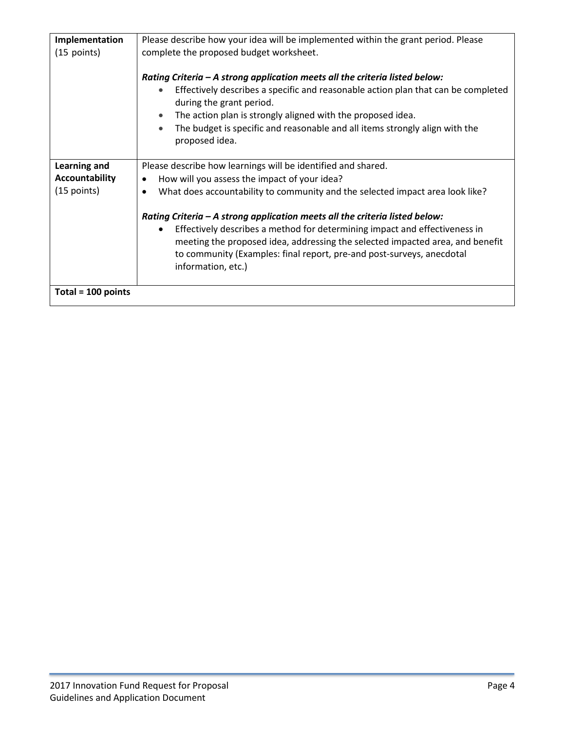| | |
|---|---|
| **Implementation** (15 points) | Please describe how your idea will be implemented within the grant period. Please complete the proposed budget worksheet.<br><br>***Rating Criteria – A strong application meets all the criteria listed below:***<br>• Effectively describes a specific and reasonable action plan that can be completed during the grant period.<br>• The action plan is strongly aligned with the proposed idea.<br>• The budget is specific and reasonable and all items strongly align with the proposed idea. |
| **Learning and Accountability** (15 points) | Please describe how learnings will be identified and shared.<br>• How will you assess the impact of your idea?<br>• What does accountability to community and the selected impact area look like?<br><br>***Rating Criteria – A strong application meets all the criteria listed below:***<br>• Effectively describes a method for determining impact and effectiveness in meeting the proposed idea, addressing the selected impacted area, and benefit to community (Examples: final report, pre-and post-surveys, anecdotal information, etc.) |
| **Total = 100 points** | |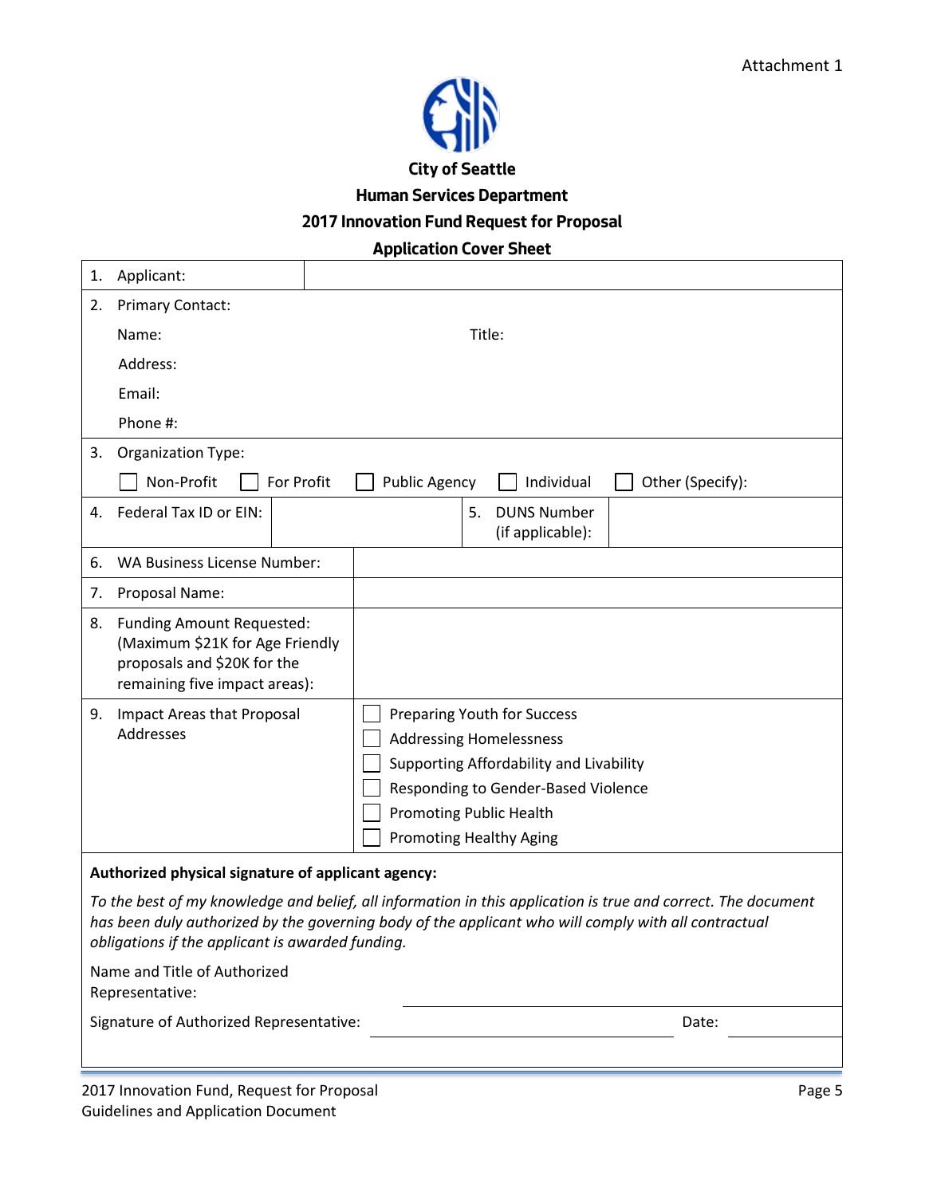Attachment 1

**City of Seattle**

**Human Services Department**

**2017 Innovation Fund Request for Proposal**

**Application Cover Sheet**

| | |
|---|---|
| 1. Applicant: | |
| 2. Primary Contact:<br>Name: Title:<br>Address:<br>Email:<br>Phone #: | |
| 3. Organization Type:<br>☐ Non-Profit ☐ For Profit ☐ Public Agency ☐ Individual ☐ Other (Specify): | |
| 4. Federal Tax ID or EIN: | 5. DUNS Number (if applicable): |
| 6. WA Business License Number: | |
| 7. Proposal Name: | |
| 8. Funding Amount Requested: (Maximum $21K for Age Friendly proposals and $20K for the remaining five impact areas): | |
| 9. Impact Areas that Proposal Addresses | ☐ Preparing Youth for Success<br>☐ Addressing Homelessness<br>☐ Supporting Affordability and Livability<br>☐ Responding to Gender-Based Violence<br>☐ Promoting Public Health<br>☐ Promoting Healthy Aging |

**Authorized physical signature of applicant agency:**

*To the best of my knowledge and belief, all information in this application is true and correct. The document has been duly authorized by the governing body of the applicant who will comply with all contractual obligations if the applicant is awarded funding.*

Name and Title of Authorized Representative: ______________________________

Signature of Authorized Representative: ______________________________ Date: __________

2017 Innovation Fund, Request for Proposal
Guidelines and Application Document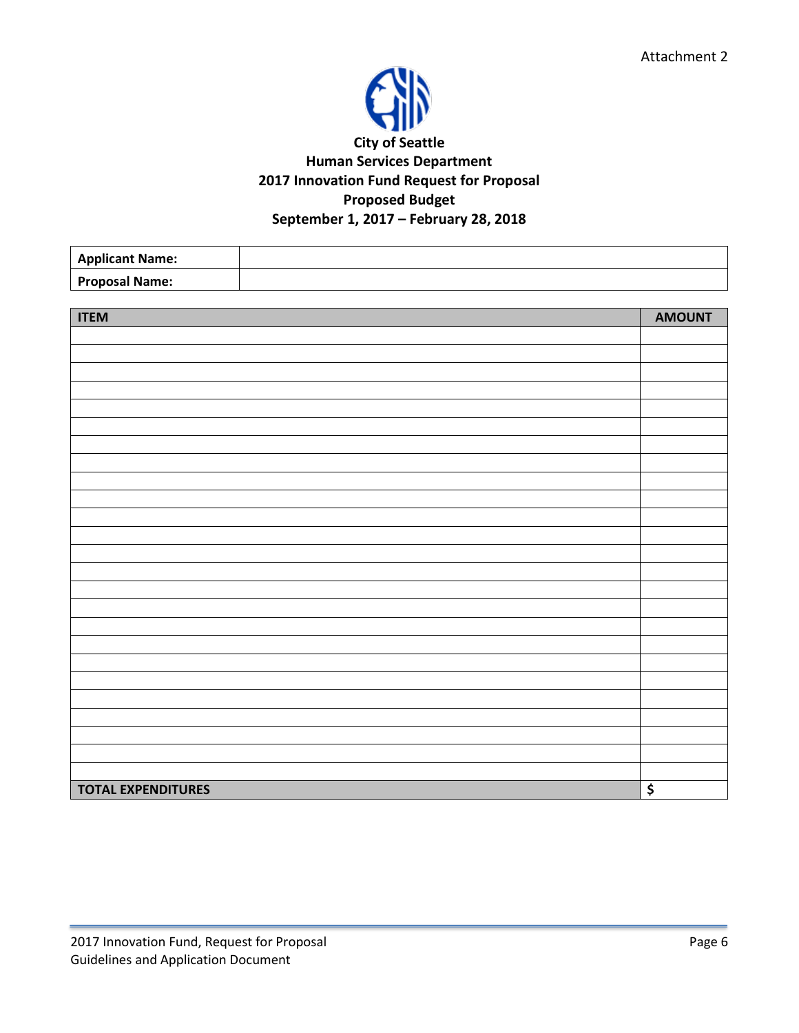Attachment 2

**City of Seattle**
**Human Services Department**
**2017 Innovation Fund Request for Proposal**
**Proposed Budget**
**September 1, 2017 – February 28, 2018**

| | |
|---|---|
| **Applicant Name:** | |
| **Proposal Name:** | |

| ITEM | AMOUNT |
|---|---|
| | |
| | |
| | |
| | |
| | |
| | |
| | |
| | |
| | |
| | |
| | |
| | |
| | |
| | |
| | |
| | |
| | |
| | |
| | |
| | |
| | |
| | |
| | |
| | |
| | |
| **TOTAL EXPENDITURES** | **$** |